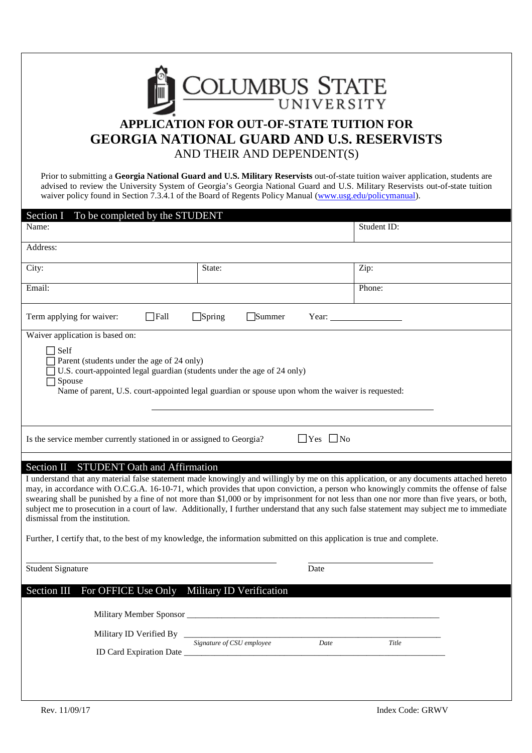COLUMBUS STATE UNIVERSITY

# APPLICATION FOR OUT-OF-STATE TUITION FOR GEORGIA NATIONAL GUARD AND U.S. RESERVISTS

AND THEIR AND DEPENDENT(S)

Prior to submitting a **Georgia National Guard and U.S. Military Reservists** out-of-state tuition waiver application, students are advised to review the University System of Georgia's Georgia National Guard and U.S. Military Reservists out-of-state tuition waiver policy found in Section 7.3.4.1 of the Board of Regents Policy Manual (www.usg.edu/policymanual).

## Section I To be completed by the STUDENT

| Name: | | Student ID: |
|---|---|---|
| Address: | | |
| City: | State: | Zip: |
| Email: | | Phone: |

Term applying for waiver: ☐Fall ☐Spring ☐Summer Year: ________________

Waiver application is based on:

- ☐ Self
- ☐ Parent (students under the age of 24 only)
- ☐ U.S. court-appointed legal guardian (students under the age of 24 only)
- ☐ Spouse

Name of parent, U.S. court-appointed legal guardian or spouse upon whom the waiver is requested:

_______________________________________________

Is the service member currently stationed in or assigned to Georgia? ☐Yes ☐No

## Section II STUDENT Oath and Affirmation

I understand that any material false statement made knowingly and willingly by me on this application, or any documents attached hereto may, in accordance with O.C.G.A. 16-10-71, which provides that upon conviction, a person who knowingly commits the offense of false swearing shall be punished by a fine of not more than $1,000 or by imprisonment for not less than one nor more than five years, or both, subject me to prosecution in a court of law. Additionally, I further understand that any such false statement may subject me to immediate dismissal from the institution.

Further, I certify that, to the best of my knowledge, the information submitted on this application is true and complete.

_______________________________________________ ____________________________

Student Signature Date

## Section III For OFFICE Use Only Military ID Verification

Military Member Sponsor _______________________________________________

Military ID Verified By _______________________________________________

*Signature of CSU employee* *Date* *Title*

ID Card Expiration Date _______________________________________________

Rev. 11/09/17 Index Code: GRWV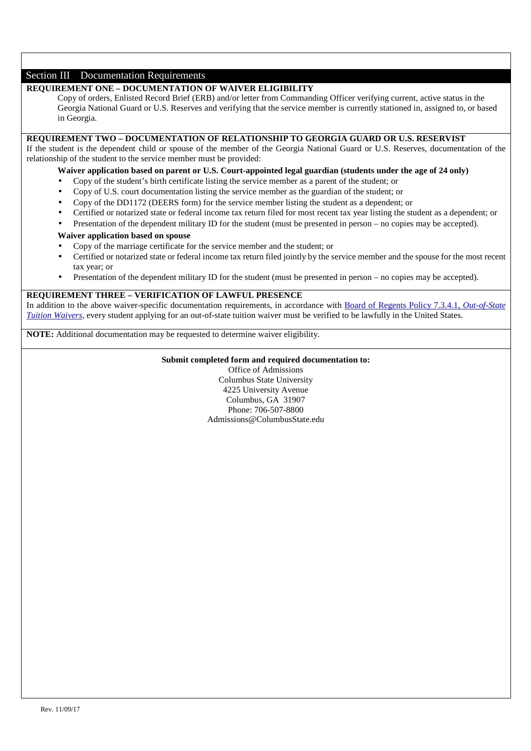## Section III Documentation Requirements

**REQUIREMENT ONE – DOCUMENTATION OF WAIVER ELIGIBILITY**

Copy of orders, Enlisted Record Brief (ERB) and/or letter from Commanding Officer verifying current, active status in the Georgia National Guard or U.S. Reserves and verifying that the service member is currently stationed in, assigned to, or based in Georgia.

**REQUIREMENT TWO – DOCUMENTATION OF RELATIONSHIP TO GEORGIA GUARD OR U.S. RESERVIST**

If the student is the dependent child or spouse of the member of the Georgia National Guard or U.S. Reserves, documentation of the relationship of the student to the service member must be provided:

**Waiver application based on parent or U.S. Court-appointed legal guardian (students under the age of 24 only)**

- Copy of the student's birth certificate listing the service member as a parent of the student; or
- Copy of U.S. court documentation listing the service member as the guardian of the student; or
- Copy of the DD1172 (DEERS form) for the service member listing the student as a dependent; or
- Certified or notarized state or federal income tax return filed for most recent tax year listing the student as a dependent; or
- Presentation of the dependent military ID for the student (must be presented in person – no copies may be accepted).

**Waiver application based on spouse**

- Copy of the marriage certificate for the service member and the student; or
- Certified or notarized state or federal income tax return filed jointly by the service member and the spouse for the most recent tax year; or
- Presentation of the dependent military ID for the student (must be presented in person – no copies may be accepted).

**REQUIREMENT THREE – VERIFICATION OF LAWFUL PRESENCE**

In addition to the above waiver-specific documentation requirements, in accordance with Board of Regents Policy 7.3.4.1, *Out-of-State Tuition Waivers*, every student applying for an out-of-state tuition waiver must be verified to be lawfully in the United States.

**NOTE:** Additional documentation may be requested to determine waiver eligibility.

**Submit completed form and required documentation to:**

Office of Admissions
Columbus State University
4225 University Avenue
Columbus, GA 31907
Phone: 706-507-8800
Admissions@ColumbusState.edu

Rev. 11/09/17